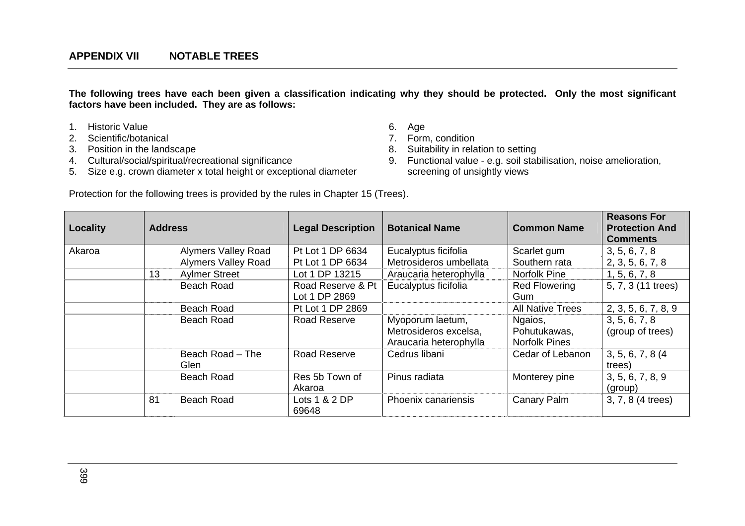## APPENDIX VII NOTABLE TREES

**The following trees have each been given a classification indicating why they should be protected. Only the most significant factors have been included. They are as follows:**

1. Historic Value
2. Scientific/botanical
3. Position in the landscape
4. Cultural/social/spiritual/recreational significance
5. Size e.g. crown diameter x total height or exceptional diameter
6. Age
7. Form, condition
8. Suitability in relation to setting
9. Functional value - e.g. soil stabilisation, noise amelioration, screening of unsightly views

Protection for the following trees is provided by the rules in Chapter 15 (Trees).

| Locality | Address | | Legal Description | Botanical Name | Common Name | Reasons For Protection And Comments |
|---|---|---|---|---|---|---|
| Akaroa | | Alymers Valley Road | Pt Lot 1 DP 6634 | Eucalyptus ficifolia | Scarlet gum | 3, 5, 6, 7, 8 |
| | | Alymers Valley Road | Pt Lot 1 DP 6634 | Metrosideros umbellata | Southern rata | 2, 3, 5, 6, 7, 8 |
| | 13 | Aylmer Street | Lot 1 DP 13215 | Araucaria heterophylla | Norfolk Pine | 1, 5, 6, 7, 8 |
| | | Beach Road | Road Reserve & Pt Lot 1 DP 2869 | Eucalyptus ficifolia | Red Flowering Gum | 5, 7, 3 (11 trees) |
| | | Beach Road | Pt Lot 1 DP 2869 | | All Native Trees | 2, 3, 5, 6, 7, 8, 9 |
| | | Beach Road | Road Reserve | Myoporum laetum, Metrosideros excelsa, Araucaria heterophylla | Ngaios, Pohutukawas, Norfolk Pines | 3, 5, 6, 7, 8 (group of trees) |
| | | Beach Road – The Glen | Road Reserve | Cedrus libani | Cedar of Lebanon | 3, 5, 6, 7, 8 (4 trees) |
| | | Beach Road | Res 5b Town of Akaroa | Pinus radiata | Monterey pine | 3, 5, 6, 7, 8, 9 (group) |
| | 81 | Beach Road | Lots 1 & 2 DP 69648 | Phoenix canariensis | Canary Palm | 3, 7, 8 (4 trees) |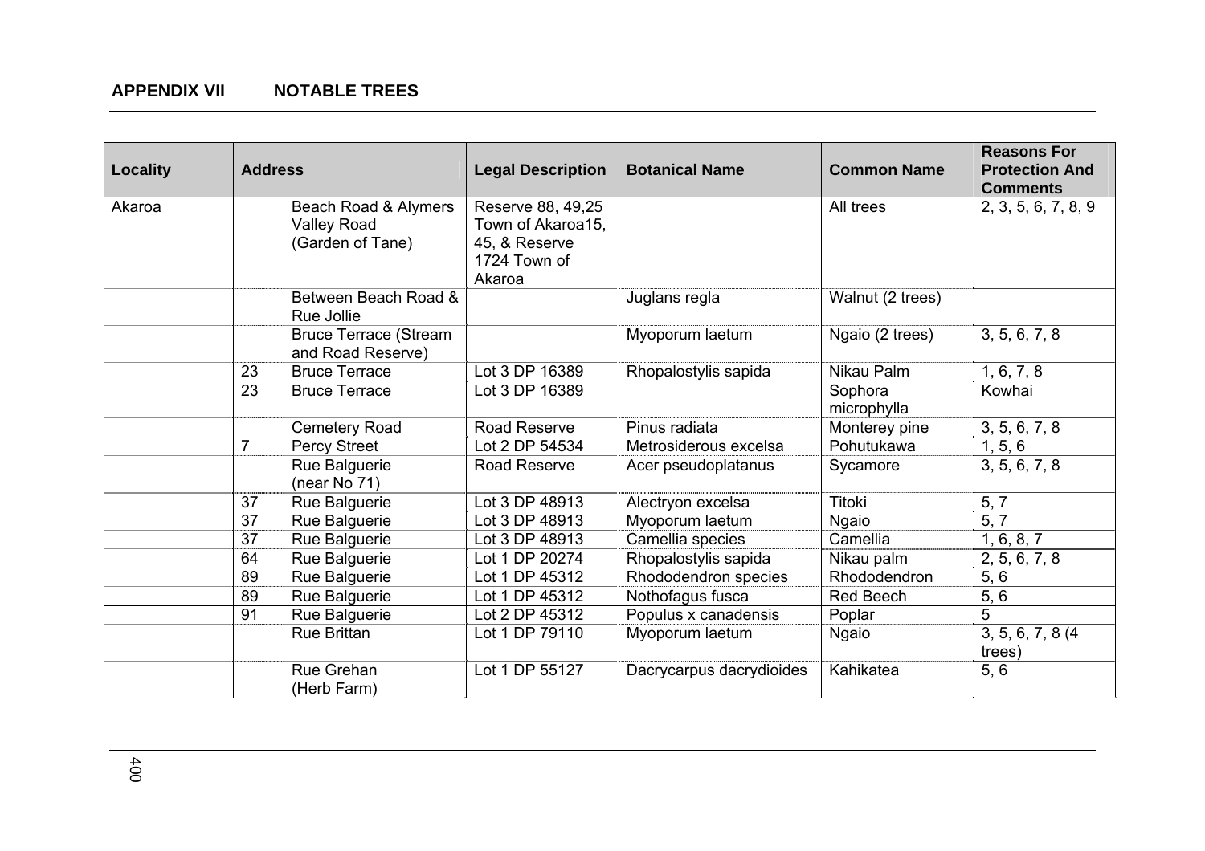## APPENDIX VII NOTABLE TREES

| Locality | Address | | Legal Description | Botanical Name | Common Name | Reasons For Protection And Comments |
|---|---|---|---|---|---|---|
| Akaroa | | Beach Road & Alymers Valley Road (Garden of Tane) | Reserve 88, 49,25 Town of Akaroa15, 45, & Reserve 1724 Town of Akaroa | | All trees | 2, 3, 5, 6, 7, 8, 9 |
| | | Between Beach Road & Rue Jollie | | Juglans regla | Walnut (2 trees) | |
| | | Bruce Terrace (Stream and Road Reserve) | | Myoporum laetum | Ngaio (2 trees) | 3, 5, 6, 7, 8 |
| | 23 | Bruce Terrace | Lot 3 DP 16389 | Rhopalostylis sapida | Nikau Palm | 1, 6, 7, 8 |
| | 23 | Bruce Terrace | Lot 3 DP 16389 | | Sophora microphylla | Kowhai |
| | | Cemetery Road | Road Reserve | Pinus radiata | Monterey pine | 3, 5, 6, 7, 8 |
| | 7 | Percy Street | Lot 2 DP 54534 | Metrosiderous excelsa | Pohutukawa | 1, 5, 6 |
| | | Rue Balguerie (near No 71) | Road Reserve | Acer pseudoplatanus | Sycamore | 3, 5, 6, 7, 8 |
| | 37 | Rue Balguerie | Lot 3 DP 48913 | Alectryon excelsa | Titoki | 5, 7 |
| | 37 | Rue Balguerie | Lot 3 DP 48913 | Myoporum laetum | Ngaio | 5, 7 |
| | 37 | Rue Balguerie | Lot 3 DP 48913 | Camellia species | Camellia | 1, 6, 8, 7 |
| | 64 | Rue Balguerie | Lot 1 DP 20274 | Rhopalostylis sapida | Nikau palm | 2, 5, 6, 7, 8 |
| | 89 | Rue Balguerie | Lot 1 DP 45312 | Rhododendron species | Rhododendron | 5, 6 |
| | 89 | Rue Balguerie | Lot 1 DP 45312 | Nothofagus fusca | Red Beech | 5, 6 |
| | 91 | Rue Balguerie | Lot 2 DP 45312 | Populus x canadensis | Poplar | 5 |
| | | Rue Brittan | Lot 1 DP 79110 | Myoporum laetum | Ngaio | 3, 5, 6, 7, 8 (4 trees) |
| | | Rue Grehan (Herb Farm) | Lot 1 DP 55127 | Dacrycarpus dacrydioides | Kahikatea | 5, 6 |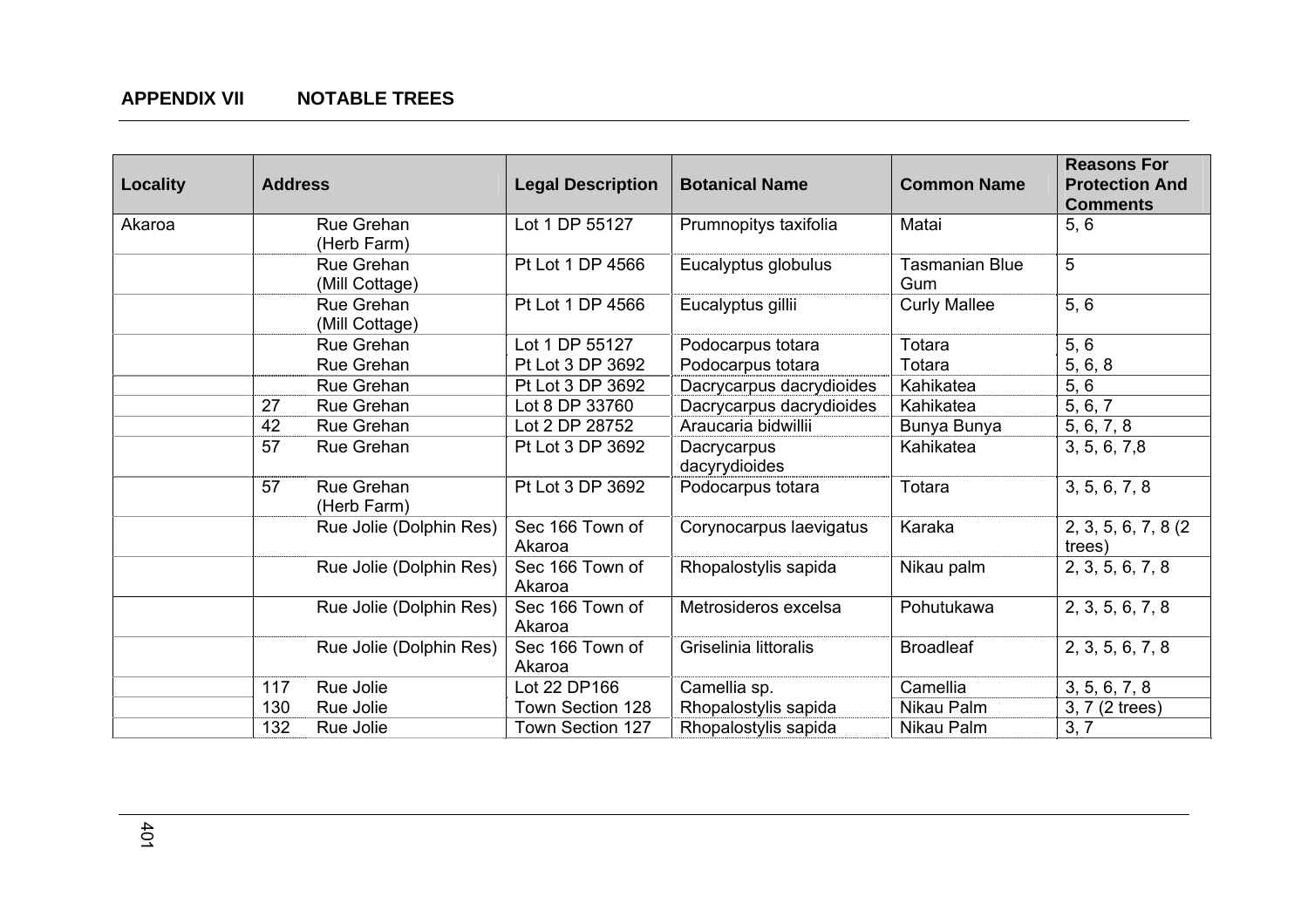## APPENDIX VII NOTABLE TREES

| Locality | Address | | Legal Description | Botanical Name | Common Name | Reasons For Protection And Comments |
|---|---|---|---|---|---|---|
| Akaroa | | Rue Grehan (Herb Farm) | Lot 1 DP 55127 | Prumnopitys taxifolia | Matai | 5, 6 |
| | | Rue Grehan (Mill Cottage) | Pt Lot 1 DP 4566 | Eucalyptus globulus | Tasmanian Blue Gum | 5 |
| | | Rue Grehan (Mill Cottage) | Pt Lot 1 DP 4566 | Eucalyptus gillii | Curly Mallee | 5, 6 |
| | | Rue Grehan | Lot 1 DP 55127 | Podocarpus totara | Totara | 5, 6 |
| | | Rue Grehan | Pt Lot 3 DP 3692 | Podocarpus totara | Totara | 5, 6, 8 |
| | | Rue Grehan | Pt Lot 3 DP 3692 | Dacrycarpus dacrydioides | Kahikatea | 5, 6 |
| | 27 | Rue Grehan | Lot 8 DP 33760 | Dacrycarpus dacrydioides | Kahikatea | 5, 6, 7 |
| | 42 | Rue Grehan | Lot 2 DP 28752 | Araucaria bidwillii | Bunya Bunya | 5, 6, 7, 8 |
| | 57 | Rue Grehan | Pt Lot 3 DP 3692 | Dacrycarpus dacyrydioides | Kahikatea | 3, 5, 6, 7,8 |
| | 57 | Rue Grehan (Herb Farm) | Pt Lot 3 DP 3692 | Podocarpus totara | Totara | 3, 5, 6, 7, 8 |
| | | Rue Jolie (Dolphin Res) | Sec 166 Town of Akaroa | Corynocarpus laevigatus | Karaka | 2, 3, 5, 6, 7, 8 (2 trees) |
| | | Rue Jolie (Dolphin Res) | Sec 166 Town of Akaroa | Rhopalostylis sapida | Nikau palm | 2, 3, 5, 6, 7, 8 |
| | | Rue Jolie (Dolphin Res) | Sec 166 Town of Akaroa | Metrosideros excelsa | Pohutukawa | 2, 3, 5, 6, 7, 8 |
| | | Rue Jolie (Dolphin Res) | Sec 166 Town of Akaroa | Griselinia littoralis | Broadleaf | 2, 3, 5, 6, 7, 8 |
| | 117 | Rue Jolie | Lot 22 DP166 | Camellia sp. | Camellia | 3, 5, 6, 7, 8 |
| | 130 | Rue Jolie | Town Section 128 | Rhopalostylis sapida | Nikau Palm | 3, 7 (2 trees) |
| | 132 | Rue Jolie | Town Section 127 | Rhopalostylis sapida | Nikau Palm | 3, 7 |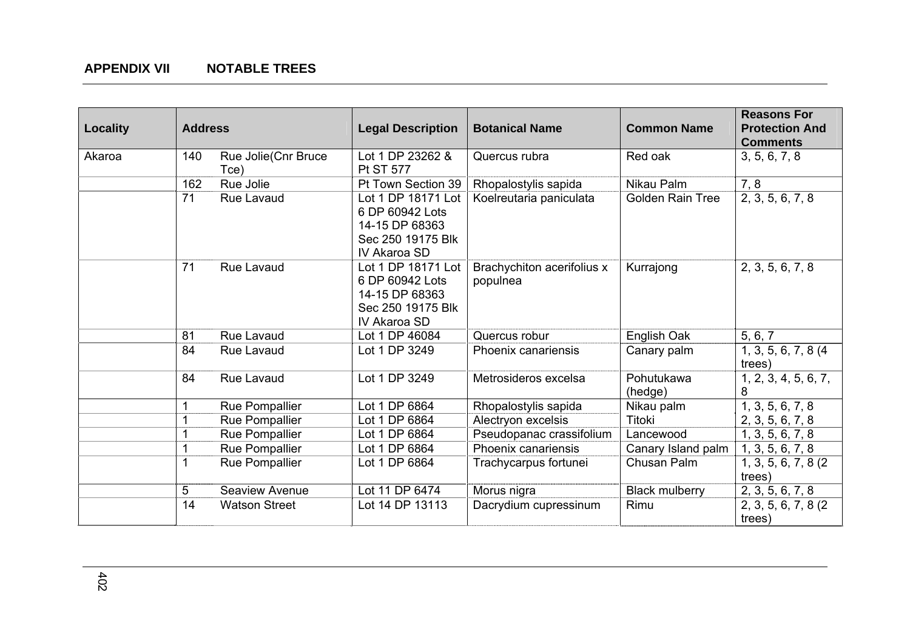## APPENDIX VII NOTABLE TREES

| Locality | Address | | Legal Description | Botanical Name | Common Name | Reasons For Protection And Comments |
|---|---|---|---|---|---|---|
| Akaroa | 140 | Rue Jolie(Cnr Bruce Tce) | Lot 1 DP 23262 & Pt ST 577 | Quercus rubra | Red oak | 3, 5, 6, 7, 8 |
| | 162 | Rue Jolie | Pt Town Section 39 | Rhopalostylis sapida | Nikau Palm | 7, 8 |
| | 71 | Rue Lavaud | Lot 1 DP 18171 Lot 6 DP 60942 Lots 14-15 DP 68363 Sec 250 19175 Blk IV Akaroa SD | Koelreutaria paniculata | Golden Rain Tree | 2, 3, 5, 6, 7, 8 |
| | 71 | Rue Lavaud | Lot 1 DP 18171 Lot 6 DP 60942 Lots 14-15 DP 68363 Sec 250 19175 Blk IV Akaroa SD | Brachychiton acerifolius x populnea | Kurrajong | 2, 3, 5, 6, 7, 8 |
| | 81 | Rue Lavaud | Lot 1 DP 46084 | Quercus robur | English Oak | 5, 6, 7 |
| | 84 | Rue Lavaud | Lot 1 DP 3249 | Phoenix canariensis | Canary palm | 1, 3, 5, 6, 7, 8 (4 trees) |
| | 84 | Rue Lavaud | Lot 1 DP 3249 | Metrosideros excelsa | Pohutukawa (hedge) | 1, 2, 3, 4, 5, 6, 7, 8 |
| | 1 | Rue Pompallier | Lot 1 DP 6864 | Rhopalostylis sapida | Nikau palm | 1, 3, 5, 6, 7, 8 |
| | 1 | Rue Pompallier | Lot 1 DP 6864 | Alectryon excelsis | Titoki | 2, 3, 5, 6, 7, 8 |
| | 1 | Rue Pompallier | Lot 1 DP 6864 | Pseudopanac crassifolium | Lancewood | 1, 3, 5, 6, 7, 8 |
| | 1 | Rue Pompallier | Lot 1 DP 6864 | Phoenix canariensis | Canary Island palm | 1, 3, 5, 6, 7, 8 |
| | 1 | Rue Pompallier | Lot 1 DP 6864 | Trachycarpus fortunei | Chusan Palm | 1, 3, 5, 6, 7, 8 (2 trees) |
| | 5 | Seaview Avenue | Lot 11 DP 6474 | Morus nigra | Black mulberry | 2, 3, 5, 6, 7, 8 |
| | 14 | Watson Street | Lot 14 DP 13113 | Dacrydium cupressinum | Rimu | 2, 3, 5, 6, 7, 8 (2 trees) |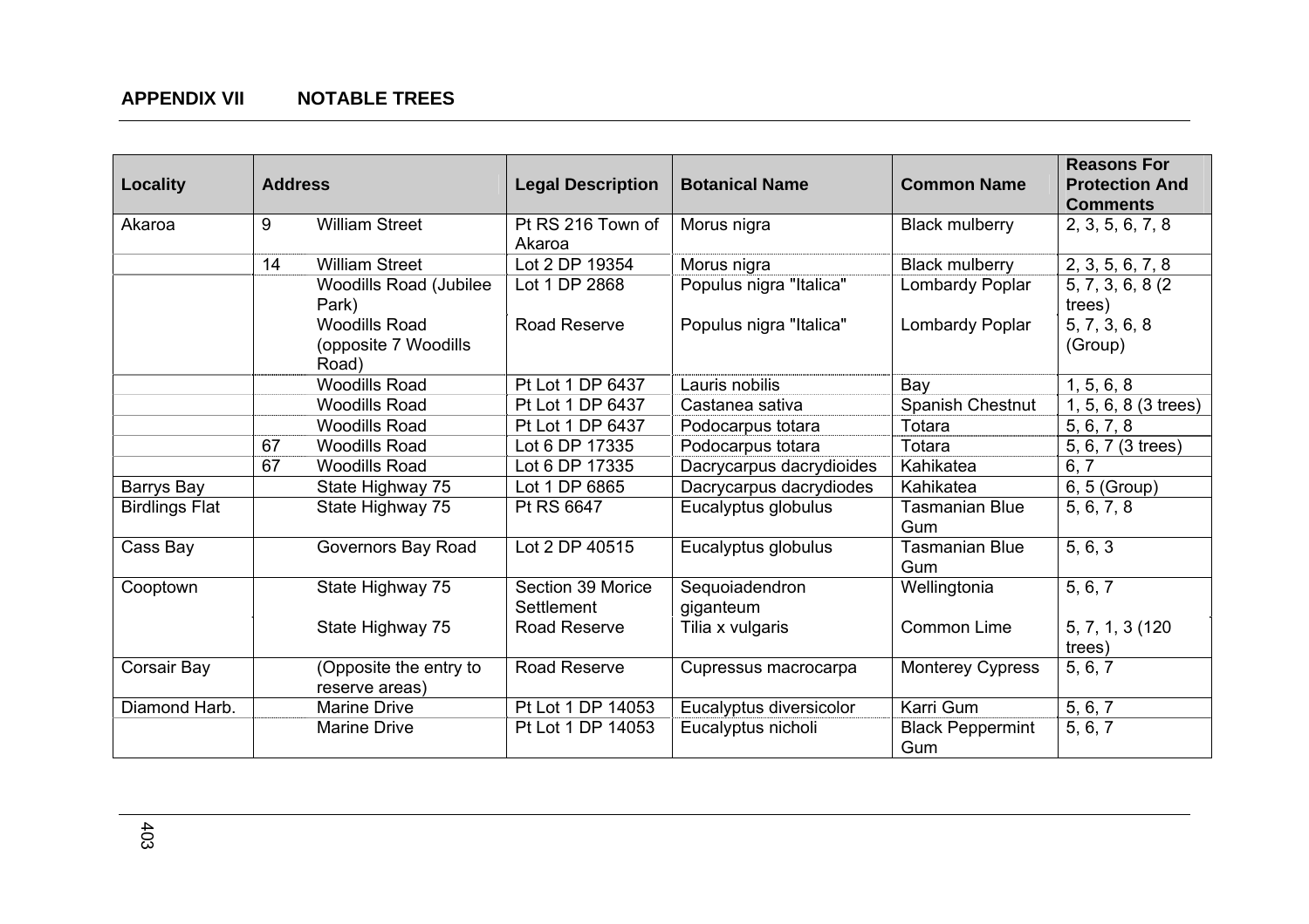## APPENDIX VII NOTABLE TREES

| Locality | Address | | Legal Description | Botanical Name | Common Name | Reasons For Protection And Comments |
|---|---|---|---|---|---|---|
| Akaroa | 9 | William Street | Pt RS 216 Town of Akaroa | Morus nigra | Black mulberry | 2, 3, 5, 6, 7, 8 |
| | 14 | William Street | Lot 2 DP 19354 | Morus nigra | Black mulberry | 2, 3, 5, 6, 7, 8 |
| | | Woodills Road (Jubilee Park) | Lot 1 DP 2868 | Populus nigra "Italica" | Lombardy Poplar | 5, 7, 3, 6, 8 (2 trees) |
| | | Woodills Road (opposite 7 Woodills Road) | Road Reserve | Populus nigra "Italica" | Lombardy Poplar | 5, 7, 3, 6, 8 (Group) |
| | | Woodills Road | Pt Lot 1 DP 6437 | Lauris nobilis | Bay | 1, 5, 6, 8 |
| | | Woodills Road | Pt Lot 1 DP 6437 | Castanea sativa | Spanish Chestnut | 1, 5, 6, 8 (3 trees) |
| | | Woodills Road | Pt Lot 1 DP 6437 | Podocarpus totara | Totara | 5, 6, 7, 8 |
| | 67 | Woodills Road | Lot 6 DP 17335 | Podocarpus totara | Totara | 5, 6, 7 (3 trees) |
| | 67 | Woodills Road | Lot 6 DP 17335 | Dacrycarpus dacrydioides | Kahikatea | 6, 7 |
| Barrys Bay | | State Highway 75 | Lot 1 DP 6865 | Dacrycarpus dacrydiodes | Kahikatea | 6, 5 (Group) |
| Birdlings Flat | | State Highway 75 | Pt RS 6647 | Eucalyptus globulus | Tasmanian Blue Gum | 5, 6, 7, 8 |
| Cass Bay | | Governors Bay Road | Lot 2 DP 40515 | Eucalyptus globulus | Tasmanian Blue Gum | 5, 6, 3 |
| Cooptown | | State Highway 75 | Section 39 Morice Settlement | Sequoiadendron giganteum | Wellingtonia | 5, 6, 7 |
| | | State Highway 75 | Road Reserve | Tilia x vulgaris | Common Lime | 5, 7, 1, 3 (120 trees) |
| Corsair Bay | | (Opposite the entry to reserve areas) | Road Reserve | Cupressus macrocarpa | Monterey Cypress | 5, 6, 7 |
| Diamond Harb. | | Marine Drive | Pt Lot 1 DP 14053 | Eucalyptus diversicolor | Karri Gum | 5, 6, 7 |
| | | Marine Drive | Pt Lot 1 DP 14053 | Eucalyptus nicholi | Black Peppermint Gum | 5, 6, 7 |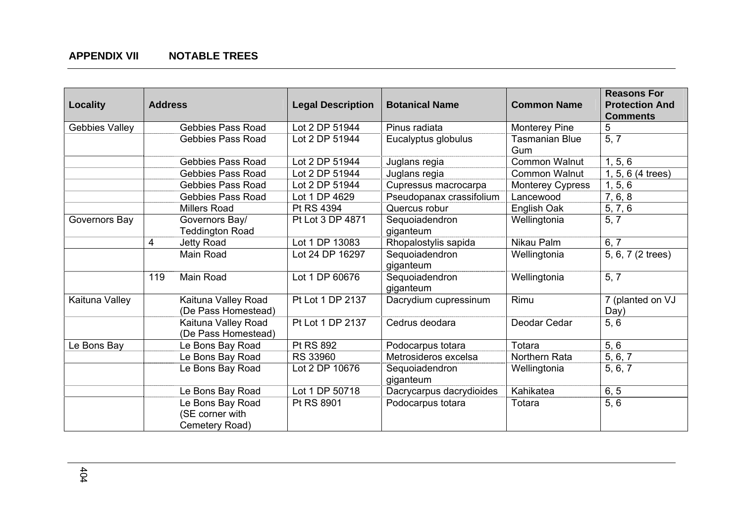## APPENDIX VII NOTABLE TREES

| Locality | Address | | Legal Description | Botanical Name | Common Name | Reasons For Protection And Comments |
|---|---|---|---|---|---|---|
| Gebbies Valley | | Gebbies Pass Road | Lot 2 DP 51944 | Pinus radiata | Monterey Pine | 5 |
| | | Gebbies Pass Road | Lot 2 DP 51944 | Eucalyptus globulus | Tasmanian Blue Gum | 5, 7 |
| | | Gebbies Pass Road | Lot 2 DP 51944 | Juglans regia | Common Walnut | 1, 5, 6 |
| | | Gebbies Pass Road | Lot 2 DP 51944 | Juglans regia | Common Walnut | 1, 5, 6 (4 trees) |
| | | Gebbies Pass Road | Lot 2 DP 51944 | Cupressus macrocarpa | Monterey Cypress | 1, 5, 6 |
| | | Gebbies Pass Road | Lot 1 DP 4629 | Pseudopanax crassifolium | Lancewood | 7, 6, 8 |
| | | Millers Road | Pt RS 4394 | Quercus robur | English Oak | 5, 7, 6 |
| Governors Bay | | Governors Bay/ Teddington Road | Pt Lot 3 DP 4871 | Sequoiadendron giganteum | Wellingtonia | 5, 7 |
| | 4 | Jetty Road | Lot 1 DP 13083 | Rhopalostylis sapida | Nikau Palm | 6, 7 |
| | | Main Road | Lot 24 DP 16297 | Sequoiadendron giganteum | Wellingtonia | 5, 6, 7 (2 trees) |
| | 119 | Main Road | Lot 1 DP 60676 | Sequoiadendron giganteum | Wellingtonia | 5, 7 |
| Kaituna Valley | | Kaituna Valley Road (De Pass Homestead) | Pt Lot 1 DP 2137 | Dacrydium cupressinum | Rimu | 7 (planted on VJ Day) |
| | | Kaituna Valley Road (De Pass Homestead) | Pt Lot 1 DP 2137 | Cedrus deodara | Deodar Cedar | 5, 6 |
| Le Bons Bay | | Le Bons Bay Road | Pt RS 892 | Podocarpus totara | Totara | 5, 6 |
| | | Le Bons Bay Road | RS 33960 | Metrosideros excelsa | Northern Rata | 5, 6, 7 |
| | | Le Bons Bay Road | Lot 2 DP 10676 | Sequoiadendron giganteum | Wellingtonia | 5, 6, 7 |
| | | Le Bons Bay Road | Lot 1 DP 50718 | Dacrycarpus dacrydioides | Kahikatea | 6, 5 |
| | | Le Bons Bay Road (SE corner with Cemetery Road) | Pt RS 8901 | Podocarpus totara | Totara | 5, 6 |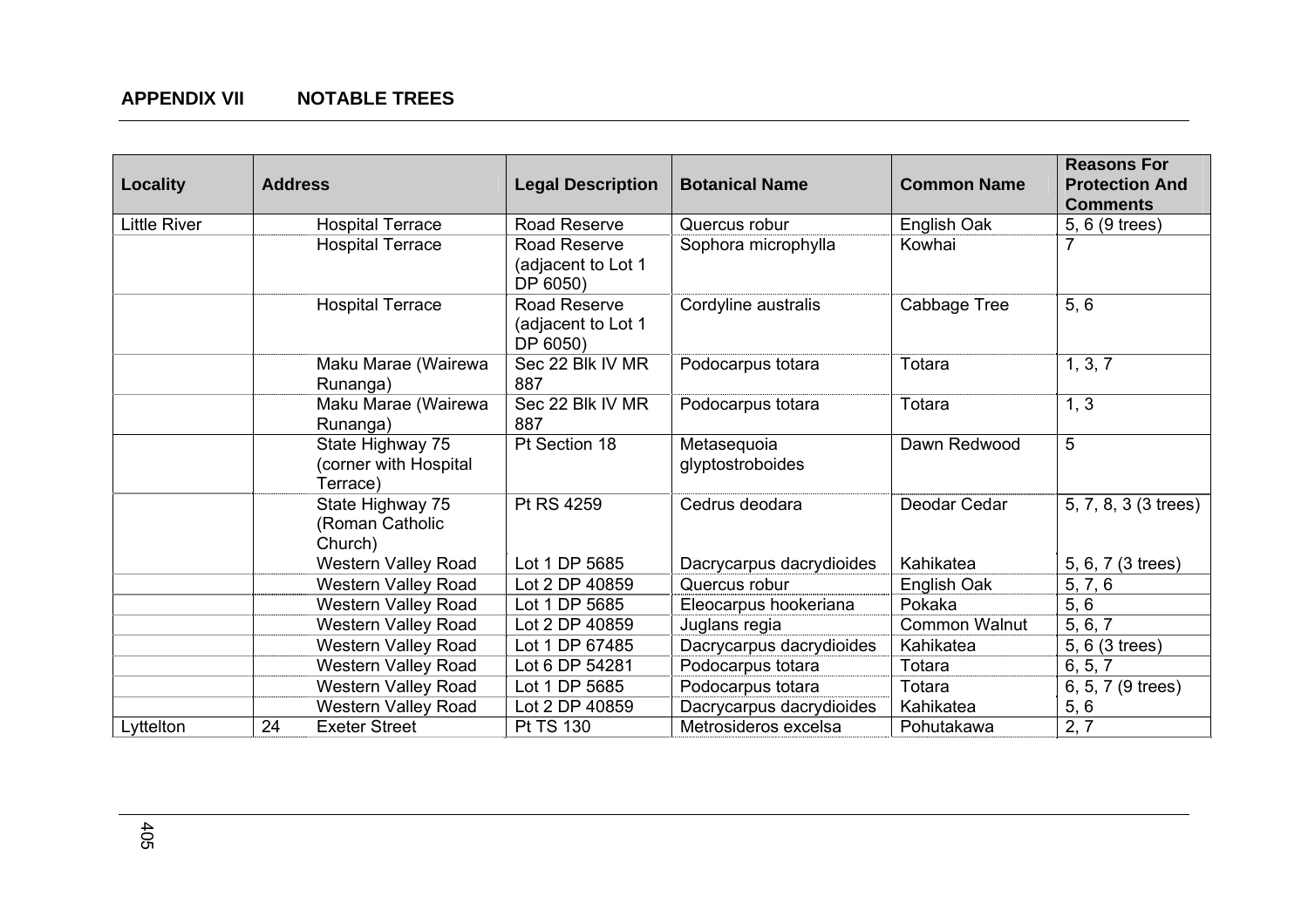## APPENDIX VII NOTABLE TREES

| Locality | Address | | Legal Description | Botanical Name | Common Name | Reasons For Protection And Comments |
|---|---|---|---|---|---|---|
| Little River | | Hospital Terrace | Road Reserve | Quercus robur | English Oak | 5, 6 (9 trees) |
| | | Hospital Terrace | Road Reserve (adjacent to Lot 1 DP 6050) | Sophora microphylla | Kowhai | 7 |
| | | Hospital Terrace | Road Reserve (adjacent to Lot 1 DP 6050) | Cordyline australis | Cabbage Tree | 5, 6 |
| | | Maku Marae (Wairewa Runanga) | Sec 22 Blk IV MR 887 | Podocarpus totara | Totara | 1, 3, 7 |
| | | Maku Marae (Wairewa Runanga) | Sec 22 Blk IV MR 887 | Podocarpus totara | Totara | 1, 3 |
| | | State Highway 75 (corner with Hospital Terrace) | Pt Section 18 | Metasequoia glyptostroboides | Dawn Redwood | 5 |
| | | State Highway 75 (Roman Catholic Church) | Pt RS 4259 | Cedrus deodara | Deodar Cedar | 5, 7, 8, 3 (3 trees) |
| | | Western Valley Road | Lot 1 DP 5685 | Dacrycarpus dacrydioides | Kahikatea | 5, 6, 7 (3 trees) |
| | | Western Valley Road | Lot 2 DP 40859 | Quercus robur | English Oak | 5, 7, 6 |
| | | Western Valley Road | Lot 1 DP 5685 | Eleocarpus hookeriana | Pokaka | 5, 6 |
| | | Western Valley Road | Lot 2 DP 40859 | Juglans regia | Common Walnut | 5, 6, 7 |
| | | Western Valley Road | Lot 1 DP 67485 | Dacrycarpus dacrydioides | Kahikatea | 5, 6 (3 trees) |
| | | Western Valley Road | Lot 6 DP 54281 | Podocarpus totara | Totara | 6, 5, 7 |
| | | Western Valley Road | Lot 1 DP 5685 | Podocarpus totara | Totara | 6, 5, 7 (9 trees) |
| | | Western Valley Road | Lot 2 DP 40859 | Dacrycarpus dacrydioides | Kahikatea | 5, 6 |
| Lyttelton | 24 | Exeter Street | Pt TS 130 | Metrosideros excelsa | Pohutakawa | 2, 7 |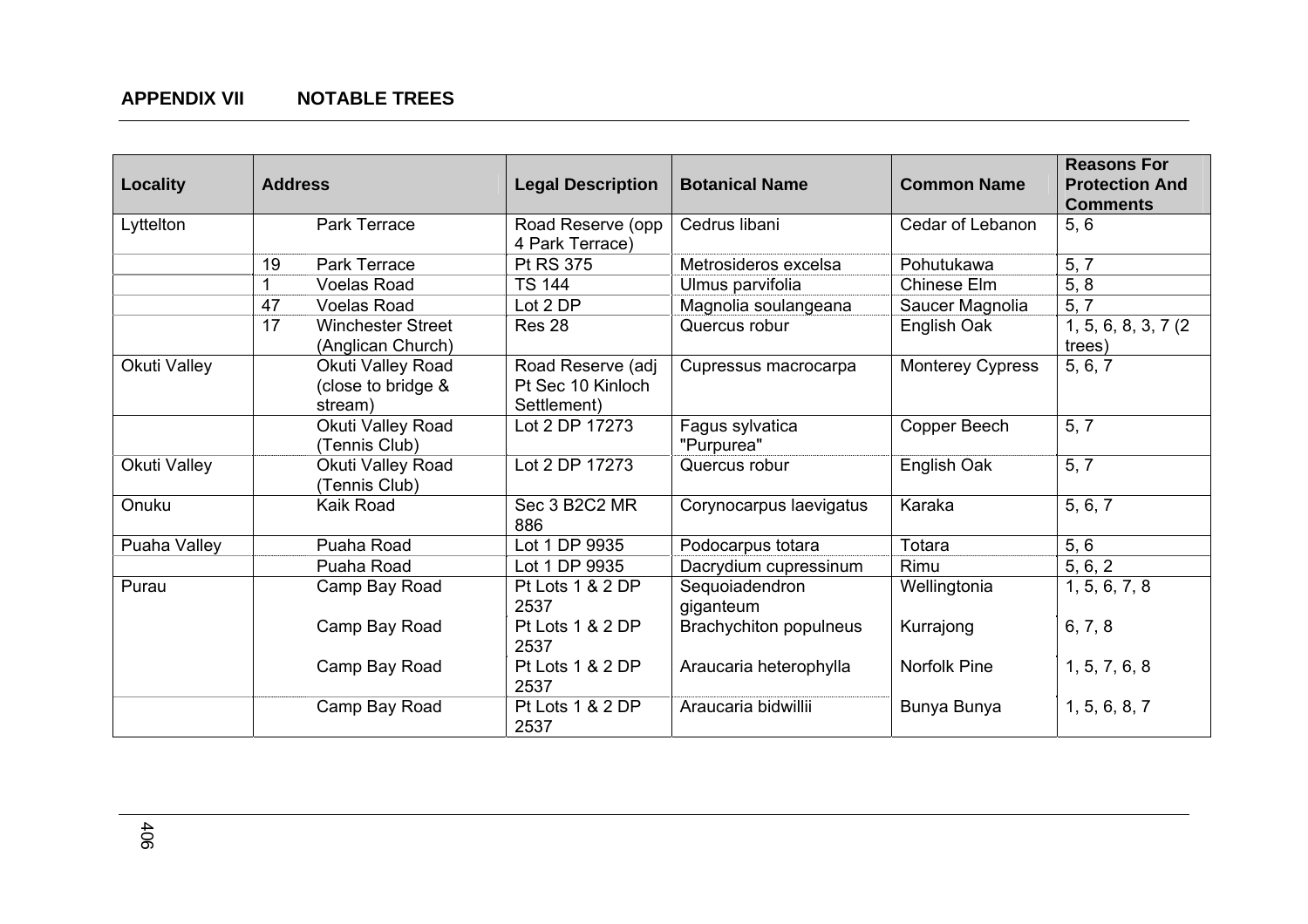## APPENDIX VII NOTABLE TREES

| Locality | Address | | Legal Description | Botanical Name | Common Name | Reasons For Protection And Comments |
|---|---|---|---|---|---|---|
| Lyttelton | | Park Terrace | Road Reserve (opp 4 Park Terrace) | Cedrus libani | Cedar of Lebanon | 5, 6 |
| | 19 | Park Terrace | Pt RS 375 | Metrosideros excelsa | Pohutukawa | 5, 7 |
| | 1 | Voelas Road | TS 144 | Ulmus parvifolia | Chinese Elm | 5, 8 |
| | 47 | Voelas Road | Lot 2 DP | Magnolia soulangeana | Saucer Magnolia | 5, 7 |
| | 17 | Winchester Street (Anglican Church) | Res 28 | Quercus robur | English Oak | 1, 5, 6, 8, 3, 7 (2 trees) |
| Okuti Valley | | Okuti Valley Road (close to bridge & stream) | Road Reserve (adj Pt Sec 10 Kinloch Settlement) | Cupressus macrocarpa | Monterey Cypress | 5, 6, 7 |
| | | Okuti Valley Road (Tennis Club) | Lot 2 DP 17273 | Fagus sylvatica "Purpurea" | Copper Beech | 5, 7 |
| Okuti Valley | | Okuti Valley Road (Tennis Club) | Lot 2 DP 17273 | Quercus robur | English Oak | 5, 7 |
| Onuku | | Kaik Road | Sec 3 B2C2 MR 886 | Corynocarpus laevigatus | Karaka | 5, 6, 7 |
| Puaha Valley | | Puaha Road | Lot 1 DP 9935 | Podocarpus totara | Totara | 5, 6 |
| | | Puaha Road | Lot 1 DP 9935 | Dacrydium cupressinum | Rimu | 5, 6, 2 |
| Purau | | Camp Bay Road | Pt Lots 1 & 2 DP 2537 | Sequoiadendron giganteum | Wellingtonia | 1, 5, 6, 7, 8 |
| | | Camp Bay Road | Pt Lots 1 & 2 DP 2537 | Brachychiton populneus | Kurrajong | 6, 7, 8 |
| | | Camp Bay Road | Pt Lots 1 & 2 DP 2537 | Araucaria heterophylla | Norfolk Pine | 1, 5, 7, 6, 8 |
| | | Camp Bay Road | Pt Lots 1 & 2 DP 2537 | Araucaria bidwillii | Bunya Bunya | 1, 5, 6, 8, 7 |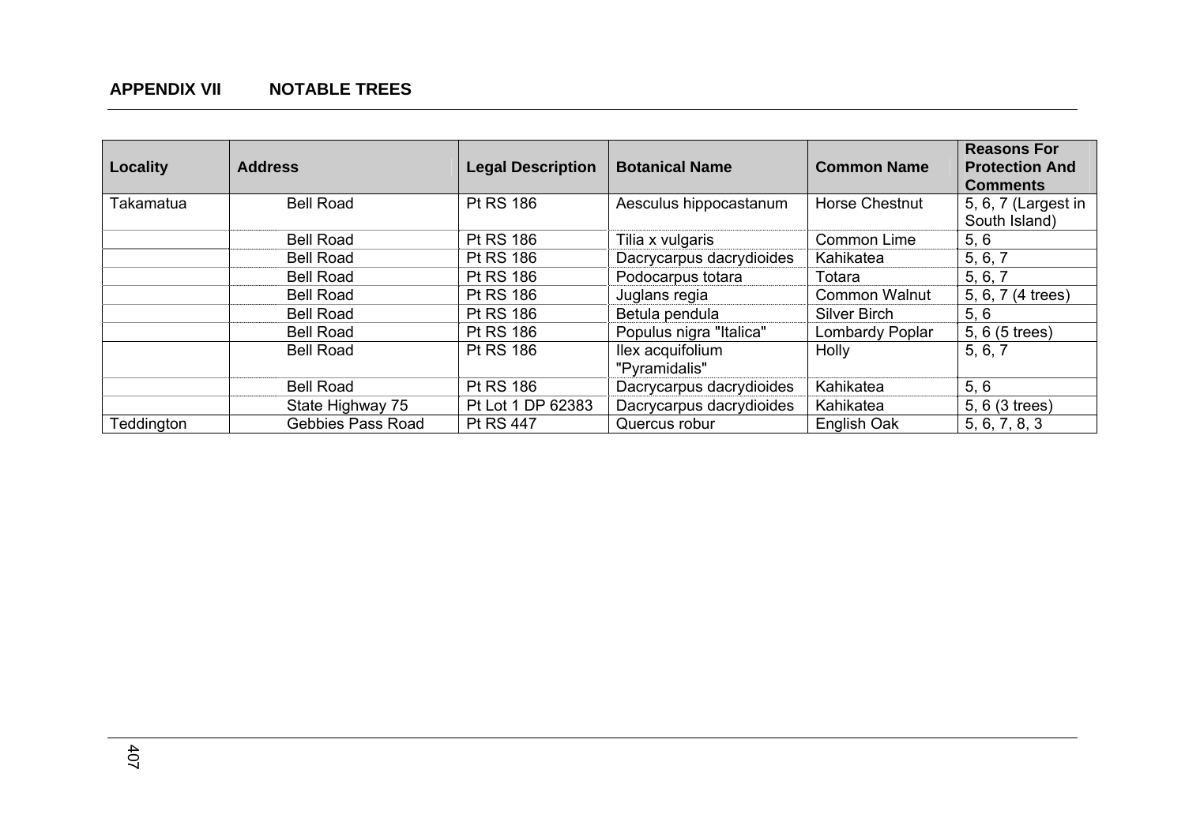## APPENDIX VII NOTABLE TREES

| Locality | Address | Legal Description | Botanical Name | Common Name | Reasons For Protection And Comments |
|---|---|---|---|---|---|
| Takamatua | Bell Road | Pt RS 186 | Aesculus hippocastanum | Horse Chestnut | 5, 6, 7 (Largest in South Island) |
| | Bell Road | Pt RS 186 | Tilia x vulgaris | Common Lime | 5, 6 |
| | Bell Road | Pt RS 186 | Dacrycarpus dacrydioides | Kahikatea | 5, 6, 7 |
| | Bell Road | Pt RS 186 | Podocarpus totara | Totara | 5, 6, 7 |
| | Bell Road | Pt RS 186 | Juglans regia | Common Walnut | 5, 6, 7 (4 trees) |
| | Bell Road | Pt RS 186 | Betula pendula | Silver Birch | 5, 6 |
| | Bell Road | Pt RS 186 | Populus nigra "Italica" | Lombardy Poplar | 5, 6 (5 trees) |
| | Bell Road | Pt RS 186 | Ilex acquifolium "Pyramidalis" | Holly | 5, 6, 7 |
| | Bell Road | Pt RS 186 | Dacrycarpus dacrydioides | Kahikatea | 5, 6 |
| | State Highway 75 | Pt Lot 1 DP 62383 | Dacrycarpus dacrydioides | Kahikatea | 5, 6 (3 trees) |
| Teddington | Gebbies Pass Road | Pt RS 447 | Quercus robur | English Oak | 5, 6, 7, 8, 3 |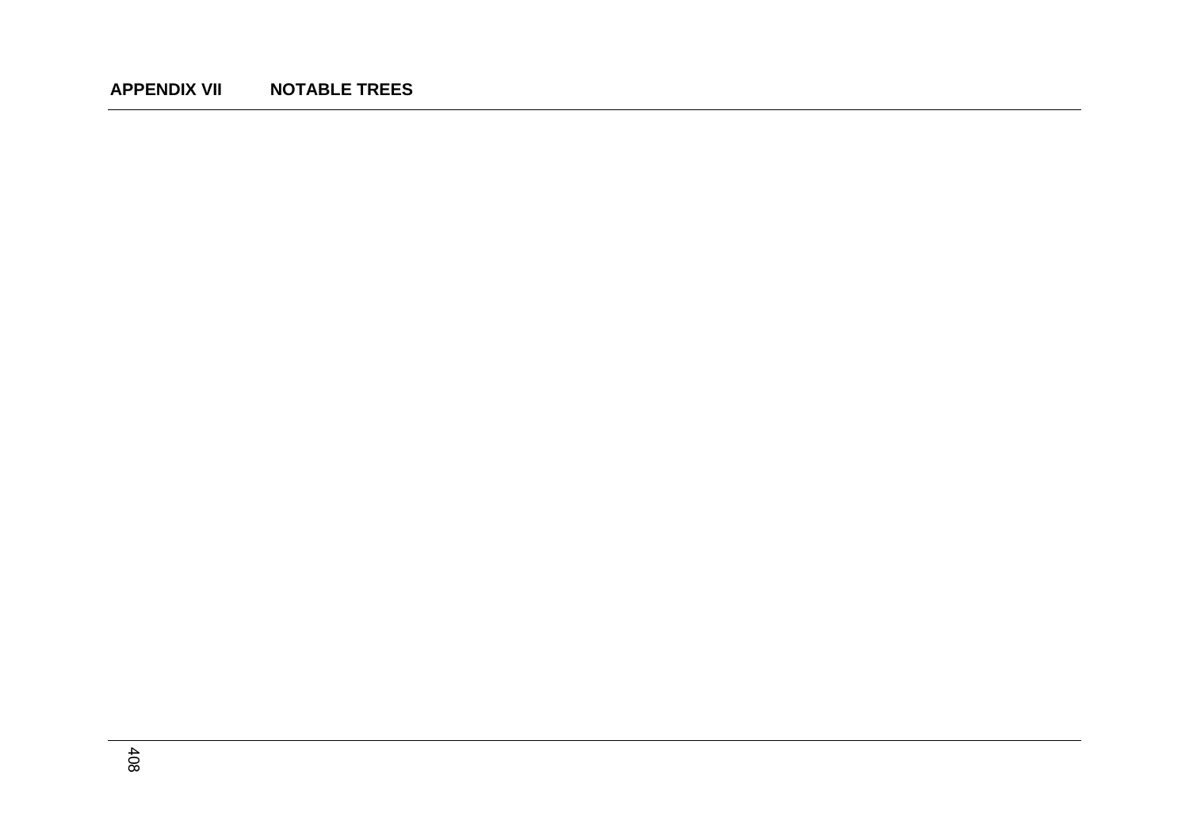**APPENDIX VII NOTABLE TREES**